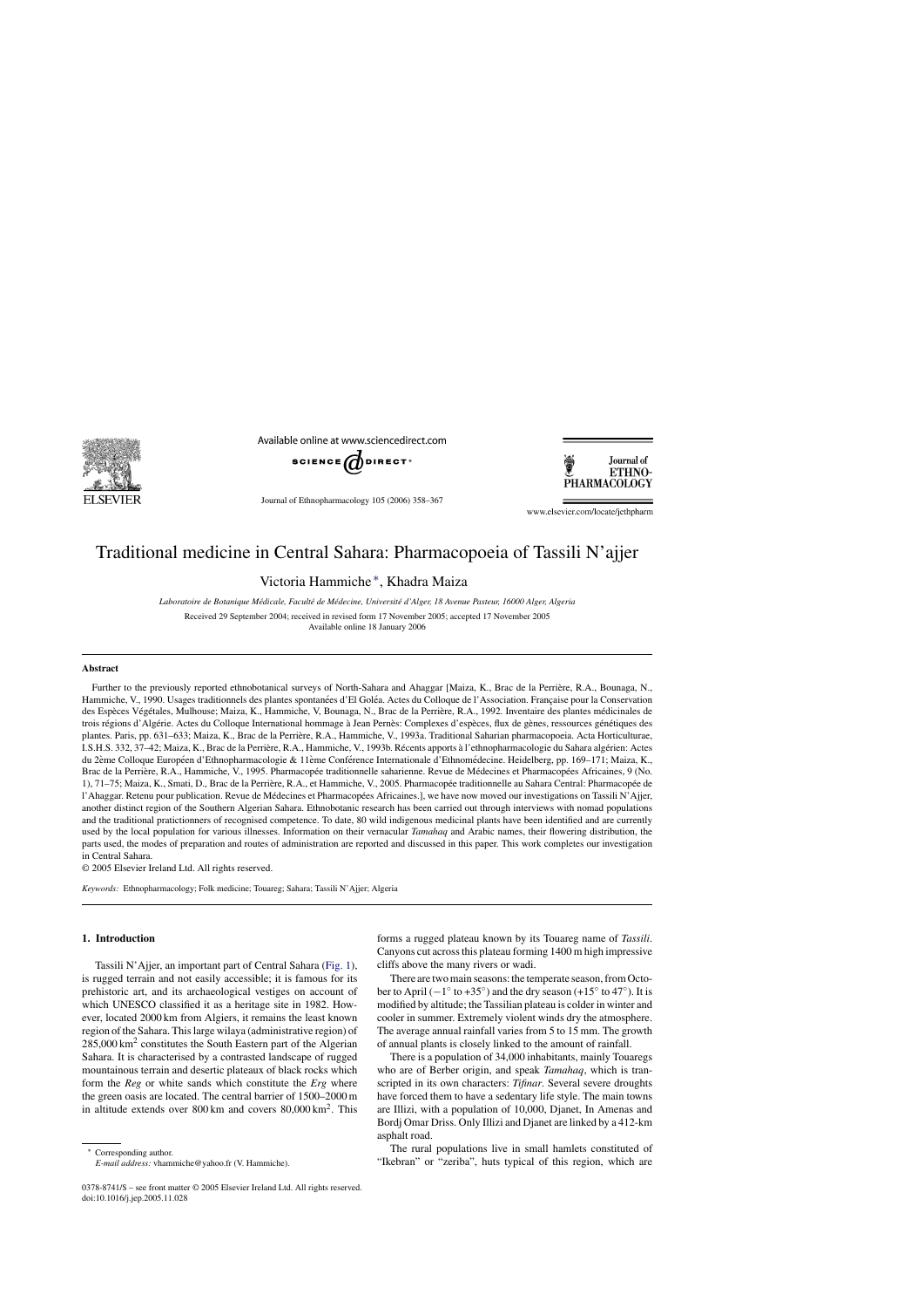# Traditional medicine in Central Sahara: Pharmacopoeia of Tassili N'ajjer

Victoria Hammiche*, Khadra Maiza

*Laboratoire de Botanique Médicale, Faculté de Médecine, Université d'Alger, 18 Avenue Pasteur, 16000 Alger, Algeria*

Received 29 September 2004; received in revised form 17 November 2005; accepted 17 November 2005
Available online 18 January 2006

## Abstract

Further to the previously reported ethnobotanical surveys of North-Sahara and Ahaggar [Maiza, K., Brac de la Perrière, R.A., Bounaga, N., Hammiche, V., 1990. Usages traditionnels des plantes spontanées d'El Goléa. Actes du Colloque de l'Association. Française pour la Conservation des Espèces Végétales, Mulhouse; Maiza, K., Hammiche, V, Bounaga, N., Brac de la Perrière, R.A., 1992. Inventaire des plantes médicinales de trois régions d'Algérie. Actes du Colloque International hommage à Jean Pernès: Complexes d'espèces, flux de gènes, ressources génétiques des plantes. Paris, pp. 631–633; Maiza, K., Brac de la Perrière, R.A., Hammiche, V., 1993a. Traditional Saharian pharmacopoeia. Acta Horticulturae, I.S.H.S. 332, 37–42; Maiza, K., Brac de la Perrière, R.A., Hammiche, V., 1993b. Récents apports à l'ethnopharmacologie du Sahara algérien: Actes du 2ème Colloque Européen d'Ethnopharmacologie & 11ème Conférence Internationale d'Ethnomédecine. Heidelberg, pp. 169–171; Maiza, K., Brac de la Perrière, R.A., Hammiche, V., 1995. Pharmacopée traditionnelle saharienne. Revue de Médecines et Pharmacopées Africaines, 9 (No. 1), 71–75; Maiza, K., Smati, D., Brac de la Perrière, R.A., et Hammiche, V., 2005. Pharmacopée traditionnelle au Sahara Central: Pharmacopée de l'Ahaggar. Retenu pour publication. Revue de Médecines et Pharmacopées Africaines.], we have now moved our investigations on Tassili N'Ajjer, another distinct region of the Southern Algerian Sahara. Ethnobotanic research has been carried out through interviews with nomad populations and the traditional pratictionners of recognised competence. To date, 80 wild indigenous medicinal plants have been identified and are currently used by the local population for various illnesses. Information on their vernacular *Tamahaq* and Arabic names, their flowering distribution, the parts used, the modes of preparation and routes of administration are reported and discussed in this paper. This work completes our investigation in Central Sahara.

© 2005 Elsevier Ireland Ltd. All rights reserved.

*Keywords:* Ethnopharmacology; Folk medicine; Touareg; Sahara; Tassili N'Ajjer; Algeria

## 1. Introduction

Tassili N'Ajjer, an important part of Central Sahara (Fig. 1), is rugged terrain and not easily accessible; it is famous for its prehistoric art, and its archaeological vestiges on account of which UNESCO classified it as a heritage site in 1982. However, located 2000 km from Algiers, it remains the least known region of the Sahara. This large wilaya (administrative region) of 285,000 km$^2$ constitutes the South Eastern part of the Algerian Sahara. It is characterised by a contrasted landscape of rugged mountainous terrain and desertic plateaus of black rocks which form the *Reg* or white sands which constitute the *Erg* where the green oasis are located. The central barrier of 1500–2000 m in altitude extends over 800 km and covers 80,000 km$^2$. This forms a rugged plateau known by its Touareg name of *Tassili*. Canyons cut across this plateau forming 1400 m high impressive cliffs above the many rivers or wadi.

There are two main seasons: the temperate season, from October to April (−1° to +35°) and the dry season (+15° to 47°). It is modified by altitude; the Tassilian plateau is colder in winter and cooler in summer. Extremely violent winds dry the atmosphere. The average annual rainfall varies from 5 to 15 mm. The growth of annual plants is closely linked to the amount of rainfall.

There is a population of 34,000 inhabitants, mainly Touaregs who are of Berber origin, and speak *Tamahaq*, which is transcripted in its own characters: *Tifinar*. Several severe droughts have forced them to have a sedentary life style. The main towns are Illizi, with a population of 10,000, Djanet, In Amenas and Bordj Omar Driss. Only Illizi and Djanet are linked by a 412-km asphalt road.

The rural populations live in small hamlets constituted of "Ikebran" or "zeriba", huts typical of this region, which are

* Corresponding author.
*E-mail address:* vhammiche@yahoo.fr (V. Hammiche).

0378-8741/$ – see front matter © 2005 Elsevier Ireland Ltd. All rights reserved.
doi:10.1016/j.jep.2005.11.028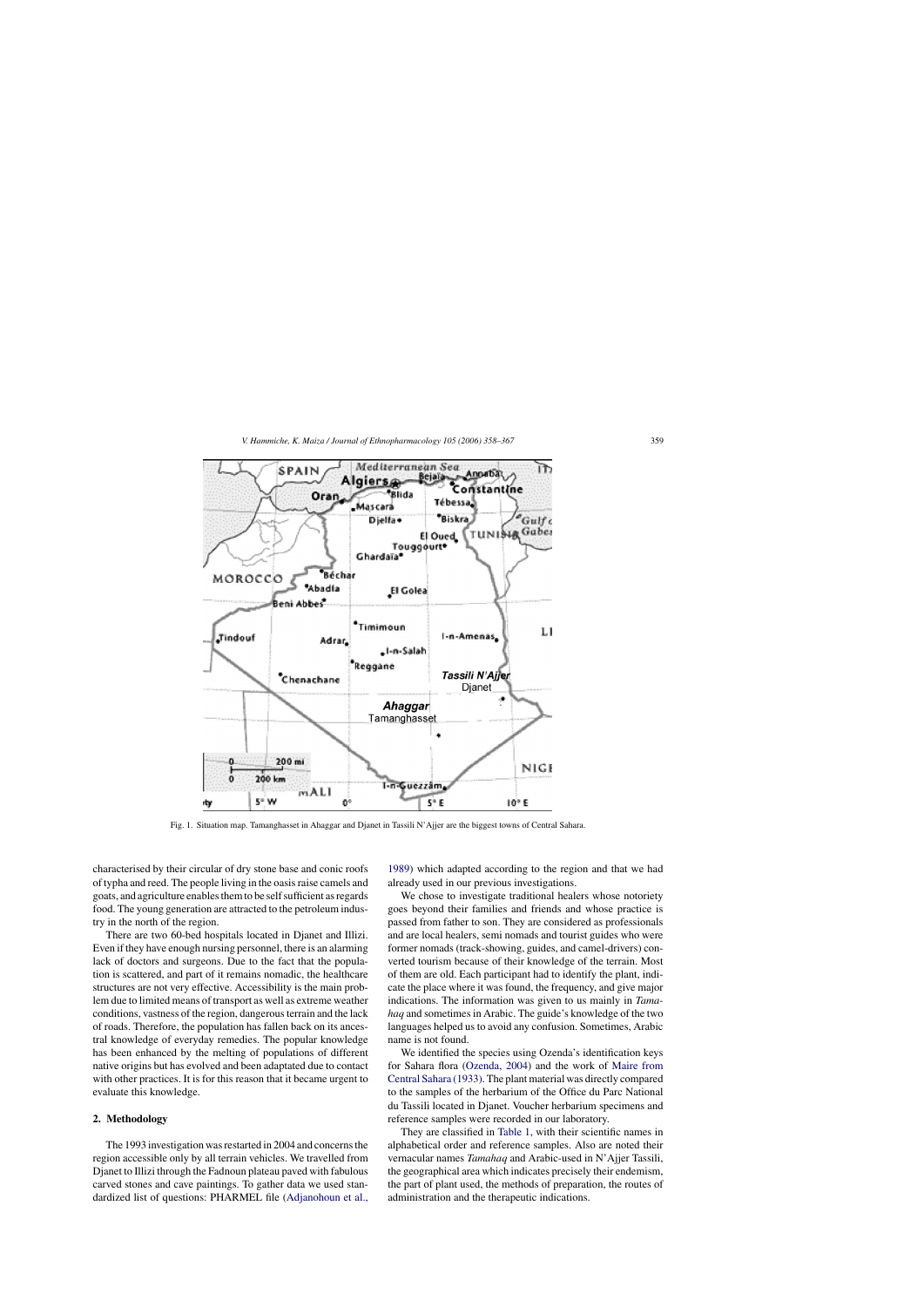Fig. 1. Situation map. Tamanghasset in Ahaggar and Djanet in Tassili N'Ajjer are the biggest towns of Central Sahara.

characterised by their circular of dry stone base and conic roofs of typha and reed. The people living in the oasis raise camels and goats, and agriculture enables them to be self sufficient as regards food. The young generation are attracted to the petroleum industry in the north of the region.

There are two 60-bed hospitals located in Djanet and Illizi. Even if they have enough nursing personnel, there is an alarming lack of doctors and surgeons. Due to the fact that the population is scattered, and part of it remains nomadic, the healthcare structures are not very effective. Accessibility is the main problem due to limited means of transport as well as extreme weather conditions, vastness of the region, dangerous terrain and the lack of roads. Therefore, the population has fallen back on its ancestral knowledge of everyday remedies. The popular knowledge has been enhanced by the melting of populations of different native origins but has evolved and been adaptated due to contact with other practices. It is for this reason that it became urgent to evaluate this knowledge.

## 2. Methodology

The 1993 investigation was restarted in 2004 and concerns the region accessible only by all terrain vehicles. We travelled from Djanet to Illizi through the Fadnoun plateau paved with fabulous carved stones and cave paintings. To gather data we used standardized list of questions: PHARMEL file (Adjanohoun et al., 1989) which adapted according to the region and that we had already used in our previous investigations.

We chose to investigate traditional healers whose notoriety goes beyond their families and friends and whose practice is passed from father to son. They are considered as professionals and are local healers, semi nomads and tourist guides who were former nomads (track-showing, guides, and camel-drivers) converted tourism because of their knowledge of the terrain. Most of them are old. Each participant had to identify the plant, indicate the place where it was found, the frequency, and give major indications. The information was given to us mainly in *Tamahaq* and sometimes in Arabic. The guide's knowledge of the two languages helped us to avoid any confusion. Sometimes, Arabic name is not found.

We identified the species using Ozenda's identification keys for Sahara flora (Ozenda, 2004) and the work of Maire from Central Sahara (1933). The plant material was directly compared to the samples of the herbarium of the Office du Parc National du Tassili located in Djanet. Voucher herbarium specimens and reference samples were recorded in our laboratory.

They are classified in Table 1, with their scientific names in alphabetical order and reference samples. Also are noted their vernacular names *Tamahaq* and Arabic-used in N'Ajjer Tassili, the geographical area which indicates precisely their endemism, the part of plant used, the methods of preparation, the routes of administration and the therapeutic indications.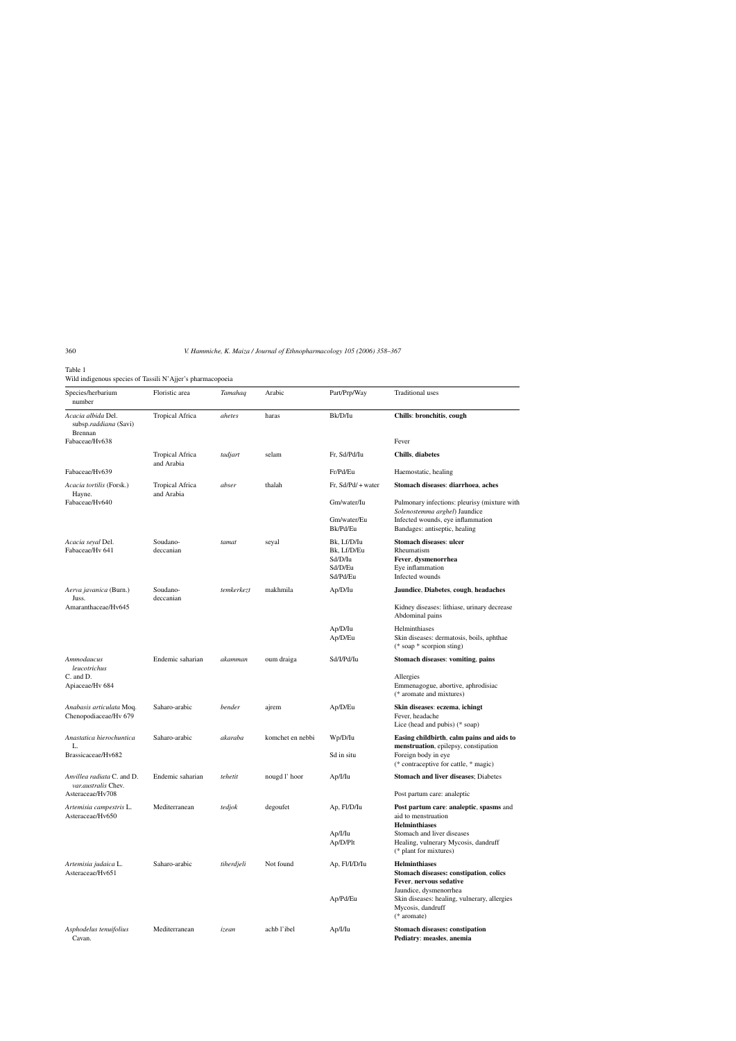Table 1
Wild indigenous species of Tassili N'Ajjer's pharmacopoeia

| Species/herbarium number | Floristic area | *Tamahaq* | Arabic | Part/Prp/Way | Traditional uses |
|---|---|---|---|---|---|
| *Acacia albida* Del. subsp.*raddiana* (Savi) Brennan | Tropical Africa | *ahetes* | haras | Bk/D/Iu | **Chills**: **bronchitis**, **cough** |
| Fabaceae/Hv638 | | | | | Fever |
| | Tropical Africa and Arabia | *tadjart* | selam | Fr, Sd/Pd/Iu | **Chills**, **diabetes** |
| Fabaceae/Hv639 | | | | Fr/Pd/Eu | Haemostatic, healing |
| *Acacia tortilis* (Forsk.) Hayne. | Tropical Africa and Arabia | *abser* | thalah | Fr, Sd/Pd/ + water | **Stomach diseases**: **diarrhoea**, **aches** |
| Fabaceae/Hv640 | | | | Gm/water/Iu | Pulmonary infections: pleurisy (mixture with *Solenostemma arghel*) Jaundice |
| | | | | Gm/water/Eu | Infected wounds, eye inflammation |
| | | | | Bk/Pd/Eu | Bandages: antiseptic, healing |
| *Acacia seyal* Del. | Soudano-deccanian | *tamat* | seyal | Bk, Lf/D/Iu | **Stomach diseases**: **ulcer** |
| Fabaceae/Hv 641 | | | | Bk, Lf/D/Eu | Rheumatism |
| | | | | Sd/D/Iu | **Fever**, **dysmenorrhea** |
| | | | | Sd/D/Eu | Eye inflammation |
| | | | | Sd/Pd/Eu | Infected wounds |
| *Aerva javanica* (Burn.) Juss. | Soudano-deccanian | *temkerkezt* | makhmila | Ap/D/Iu | **Jaundice**, **Diabetes**, **cough**, **headaches** |
| Amaranthaceae/Hv645 | | | | | Kidney diseases: lithiase, urinary decrease Abdominal pains |
| | | | | Ap/D/Iu | Helminthiases |
| | | | | Ap/D/Eu | Skin diseases: dermatosis, boils, aphthae (* soap * scorpion sting) |
| *Ammodaucus leucotrichus* C. and D. | Endemic saharian | *akamman* | oum draiga | Sd/I/Pd/Iu | **Stomach diseases**: **vomiting**, **pains** |
| Apiaceae/Hv 684 | | | | | Allergies |
| | | | | | Emmenagogue, abortive, aphrodisiac (* aromate and mixtures) |
| *Anabasis articulata* Moq. | Saharo-arabic | *bender* | ajrem | Ap/D/Eu | **Skin diseases**: **eczema**, **ichingt** |
| Chenopodiaceae/Hv 679 | | | | | Fever, headache |
| | | | | | Lice (head and pubis) (* soap) |
| *Anastatica hierochuntica* L. | Saharo-arabic | *akaraba* | komchet en nebbi | Wp/D/Iu | **Easing childbirth**, **calm pains and aids to menstruation**, epilepsy, constipation |
| Brassicaceae/Hv682 | | | | Sd in situ | Foreign body in eye (* contraceptive for cattle, * magic) |
| *Anvillea radiata* C. and D. *var.australis* Chev. | Endemic saharian | *tehetit* | nougd l' hoor | Ap/I/Iu | **Stomach and liver diseases**; Diabetes |
| Asteraceae/Hv708 | | | | | Post partum care: analeptic |
| *Artemisia campestris* L. | Mediterranean | *tedjok* | degoufet | Ap, Fl/D/Iu | **Post partum care**: **analeptic**, **spasms** and aid to menstruation **Helminthiases** |
| Asteraceae/Hv650 | | | | Ap/I/Iu | Stomach and liver diseases |
| | | | | Ap/D/Plt | Healing, vulnerary Mycosis, dandruff (* plant for mixtures) |
| *Artemisia judaica* L. | Saharo-arabic | *tiherdjeli* | Not found | Ap, Fl/I/D/Iu | **Helminthiases** |
| Asteraceae/Hv651 | | | | | **Stomach diseases: constipation**, **colics** |
| | | | | | **Fever**, **nervous sedative** |
| | | | | | Jaundice, dysmenorrhea |
| | | | | Ap/Pd/Eu | Skin diseases: healing, vulnerary, allergies Mycosis, dandruff (* aromate) |
| *Asphodelus tenuifolius* Cavan. | Mediterranean | *izean* | achb l'ibel | Ap/I/Iu | **Stomach diseases: constipation** |
| | | | | | **Pediatry**: **measles**, **anemia** |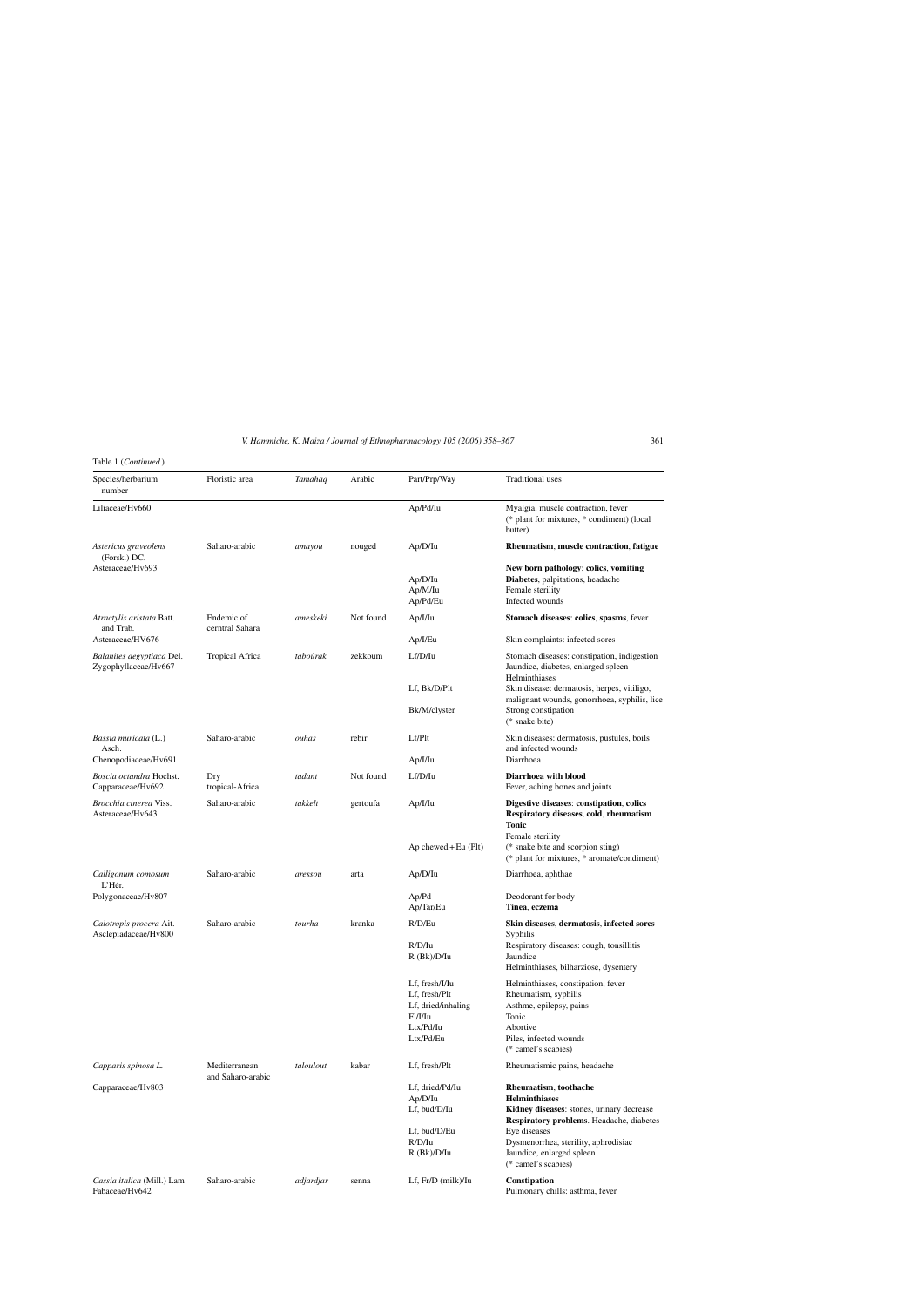Table 1 (*Continued*)

| Species/herbarium number | Floristic area | *Tamahaq* | Arabic | Part/Prp/Way | Traditional uses |
|---|---|---|---|---|---|
| Liliaceae/Hv660 | | | | Ap/Pd/Iu | Myalgia, muscle contraction, fever (* plant for mixtures, * condiment) (local butter) |
| *Astericus graveolens* (Forsk.) DC. | Saharo-arabic | *amayou* | nouged | Ap/D/Iu | **Rheumatism**, **muscle contraction**, **fatigue** |
| Asteraceae/Hv693 | | | | | **New born pathology**: **colics**, **vomiting** |
| | | | | Ap/D/Iu | **Diabetes**, palpitations, headache |
| | | | | Ap/M/Iu | Female sterility |
| | | | | Ap/Pd/Eu | Infected wounds |
| *Atractylis aristata* Batt. and Trab. | Endemic of cerntral Sahara | *ameskeki* | Not found | Ap/I/Iu | **Stomach diseases**: **colics**, **spasms**, fever |
| Asteraceae/HV676 | | | | Ap/I/Eu | Skin complaints: infected sores |
| *Balanites aegyptiaca* Del. Zygophyllaceae/Hv667 | Tropical Africa | *taboărak* | zekkoum | Lf/D/Iu | Stomach diseases: constipation, indigestion Jaundice, diabetes, enlarged spleen Helminthiases |
| | | | | Lf, Bk/D/Plt | Skin disease: dermatosis, herpes, vitiligo, malignant wounds, gonorrhoea, syphilis, lice |
| | | | | Bk/M/clyster | Strong constipation (* snake bite) |
| *Bassia muricata* (L.) Asch. | Saharo-arabic | *ouhas* | rebir | Lf/Plt | Skin diseases: dermatosis, pustules, boils and infected wounds |
| Chenopodiaceae/Hv691 | | | | Ap/I/Iu | Diarrhoea |
| *Boscia octandra* Hochst. Capparaceae/Hv692 | Dry tropical-Africa | *tadant* | Not found | Lf/D/Iu | **Diarrhoea with blood** Fever, aching bones and joints |
| *Brocchia cinerea* Viss. Asteraceae/Hv643 | Saharo-arabic | *takkelt* | gertoufa | Ap/I/Iu | **Digestive diseases**: **constipation**, **colics** **Respiratory diseases**, **cold**, **rheumatism** **Tonic** Female sterility |
| | | | | Ap chewed + Eu (Plt) | (* snake bite and scorpion sting) (* plant for mixtures, * aromate/condiment) |
| *Calligonum comosum* L'Hér. | Saharo-arabic | *aressou* | arta | Ap/D/Iu | Diarrhoea, aphthae |
| Polygonaceae/Hv807 | | | | Ap/Pd | Deodorant for body |
| | | | | Ap/Tar/Eu | **Tinea**, **eczema** |
| *Calotropis procera* Ait. Asclepiadaceae/Hv800 | Saharo-arabic | *tourha* | kranka | R/D/Eu | **Skin diseases**, **dermatosis**, **infected sores** Syphilis |
| | | | | R/D/Iu | Respiratory diseases: cough, tonsillitis |
| | | | | R (Bk)/D/Iu | Jaundice Helminthiases, bilharziose, dysentery |
| | | | | Lf, fresh/I/Iu | Helminthiases, constipation, fever |
| | | | | Lf, fresh/Plt | Rheumatism, syphilis |
| | | | | Lf, dried/inhaling | Asthme, epilepsy, pains |
| | | | | Fl/I/Iu | Tonic |
| | | | | Ltx/Pd/Iu | Abortive |
| | | | | Ltx/Pd/Eu | Piles, infected wounds (* camel's scabies) |
| *Capparis spinosa* L. | Mediterranean and Saharo-arabic | *taloulout* | kabar | Lf, fresh/Plt | Rheumatismic pains, headache |
| Capparaceae/Hv803 | | | | Lf, dried/Pd/Iu | **Rheumatism**, **toothache** |
| | | | | Ap/D/Iu | **Helminthiases** |
| | | | | Lf, bud/D/Iu | **Kidney diseases**: stones, urinary decrease **Respiratory problems**. Headache, diabetes |
| | | | | Lf, bud/D/Eu | Eye diseases |
| | | | | R/D/Iu | Dysmenorrhea, sterility, aphrodisiac |
| | | | | R (Bk)/D/Iu | Jaundice, enlarged spleen (* camel's scabies) |
| *Cassia italica* (Mill.) Lam Fabaceae/Hv642 | Saharo-arabic | *adjardjar* | senna | Lf, Fr/D (milk)/Iu | **Constipation** Pulmonary chills: asthma, fever |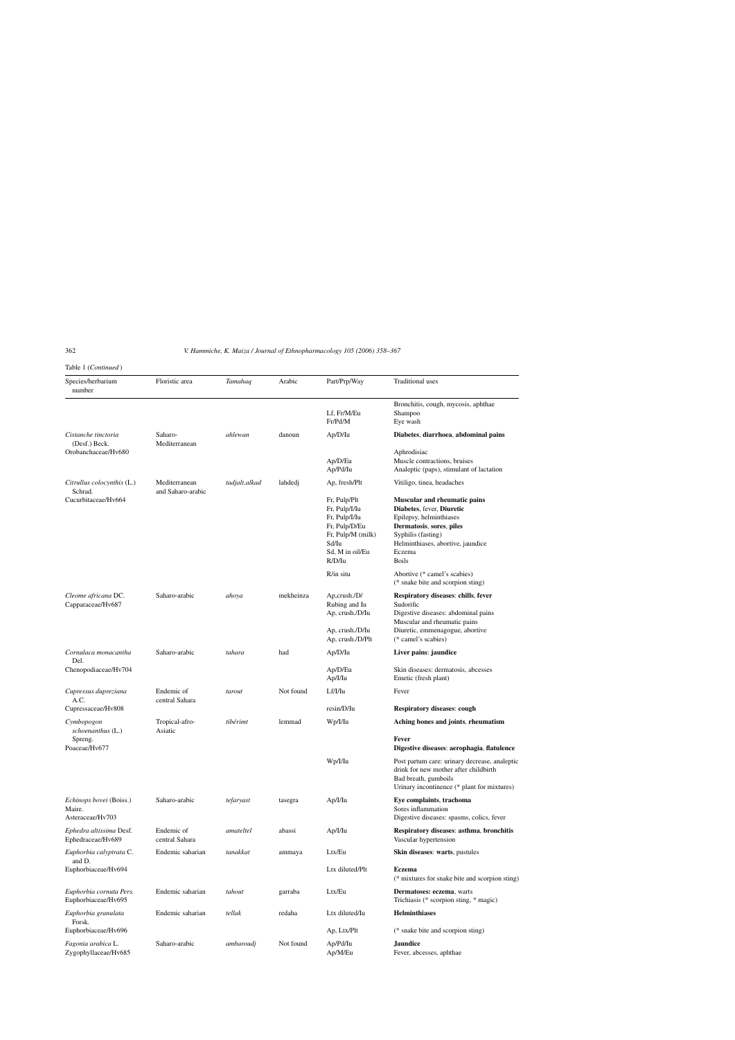Table 1 (*Continued*)

| Species/herbarium number | Floristic area | *Tamahaq* | Arabic | Part/Prp/Way | Traditional uses |
|---|---|---|---|---|---|
| | | | | | Bronchitis, cough, mycosis, aphthae |
| | | | | Lf, Fr/M/Eu | Shampoo |
| | | | | Fr/Pd/M | Eye wash |
| *Cistanche tinctoria* (Desf.) Beck. Orobanchaceae/Hv680 | Saharo-Mediterranean | *ahlewan* | danoun | Ap/D/Iu | **Diabetes**, **diarrhoea**, **abdominal pains** |
| | | | | | Aphrodisiac |
| | | | | Ap/D/Eu | Muscle contractions, bruises |
| | | | | Ap/Pd/Iu | Analeptic (paps), stimulant of lactation |
| *Citrullus colocynthis* (L.) Schrad. Cucurbitaceae/Hv664 | Mediterranean and Saharo-arabic | *tadjalt,alkad* | lahdedj | Ap, fresh/Plt | Vitiligo, tinea, headaches |
| | | | | Fr, Pulp/Plt | **Muscular and rheumatic pains** |
| | | | | Fr, Pulp/I/Iu | **Diabetes**, fever, **Diuretic** |
| | | | | Fr, Pulp/I/Iu | Epilepsy, helminthiases |
| | | | | Fr, Pulp/D/Eu | **Dermatosis**, **sores**, **piles** |
| | | | | Fr, Pulp/M (milk) | Syphilis (fasting) |
| | | | | Sd/Iu | Helminthiases, abortive, jaundice |
| | | | | Sd, M in oil/Eu | Eczema |
| | | | | R/D/Iu | Boils |
| | | | | R/in situ | Abortive (* camel's scabies) (* snake bite and scorpion sting) |
| *Cleome africana* DC. Capparaceae/Hv687 | Saharo-arabic | *ahoya* | mekheinza | Ap,crush./D/ Rubing and Iu | **Respiratory diseases**: **chills**, **fever** Sudorific |
| | | | | Ap, crush./D/Iu | Digestive diseases: abdominal pains Muscular and rheumatic pains |
| | | | | Ap, crush./D/Iu | Diuretic, emmenagogue, abortive |
| | | | | Ap, crush./D/Plt | (* camel's scabies) |
| *Cornulaca monacantha* Del. Chenopodiaceae/Hv704 | Saharo-arabic | *tahara* | had | Ap/D/Iu | **Liver pains**: **jaundice** |
| | | | | Ap/D/Eu | Skin diseases: dermatosis, abcesses |
| | | | | Ap/I/Iu | Emetic (fresh plant) |
| *Cupressus dupreziana* A.C. Cupressaceae/Hv808 | Endemic of central Sahara | *tarout* | Not found | Lf/I/Iu | Fever |
| | | | | resin/D/Iu | **Respiratory diseases**: **cough** |
| *Cymbopogon schoenanthus* (L.) Spreng. Poaceae/Hv677 | Tropical-afro-Asiatic | *tibérimt* | lemmad | Wp/I/Iu | **Aching bones and joints**, **rheumatism** |
| | | | | | **Fever** |
| | | | | | **Digestive diseases**: **aerophagia**, **flatulence** |
| | | | | Wp/I/Iu | Post partum care: urinary decrease, analeptic drink for new mother after childbirth Bad breath, gumboils Urinary incontinence (* plant for mixtures) |
| *Echinops bovei* (Boiss.) Maire. Asteraceae/Hv703 | Saharo-arabic | *tefaryast* | tasegra | Ap/I/Iu | **Eye complaints**, **trachoma** Sores inflammation Digestive diseases: spasms, colics, fever |
| *Ephedra altissima* Desf. Ephedraceae/Hv689 | Endemic of central Sahara | *amateltel* | abassi | Ap/I/Iu | **Respiratory diseases**: **asthma**, **bronchitis** Vascular hypertension |
| *Euphorbia calyptrata* C. and D. Euphorbiaceae/Hv694 | Endemic saharian | *tanakkat* | ammaya | Ltx/Eu | **Skin diseases**: **warts**, pustules |
| | | | | Ltx diluted/Plt | **Eczema** (* mixtures for snake bite and scorpion sting) |
| *Euphorbia cornuta* Pers. Euphorbiaceae/Hv695 | Endemic saharian | *tahout* | garraba | Ltx/Eu | **Dermatoses**: **eczema**, warts Trichiasis (* scorpion sting, * magic) |
| *Euphorbia granulata* Forsk. Euphorbiaceae/Hv696 | Endemic saharian | *tellak* | redaha | Ltx diluted/Iu | **Helminthiases** |
| | | | | Ap, Ltx/Plt | (* snake bite and scorpion sting) |
| *Fagonia arabica* L. Zygophyllaceae/Hv685 | Saharo-arabic | *ambaroudj* | Not found | Ap/Pd/Iu | **Jaundice** |
| | | | | Ap/M/Eu | Fever, abcesses, aphthae |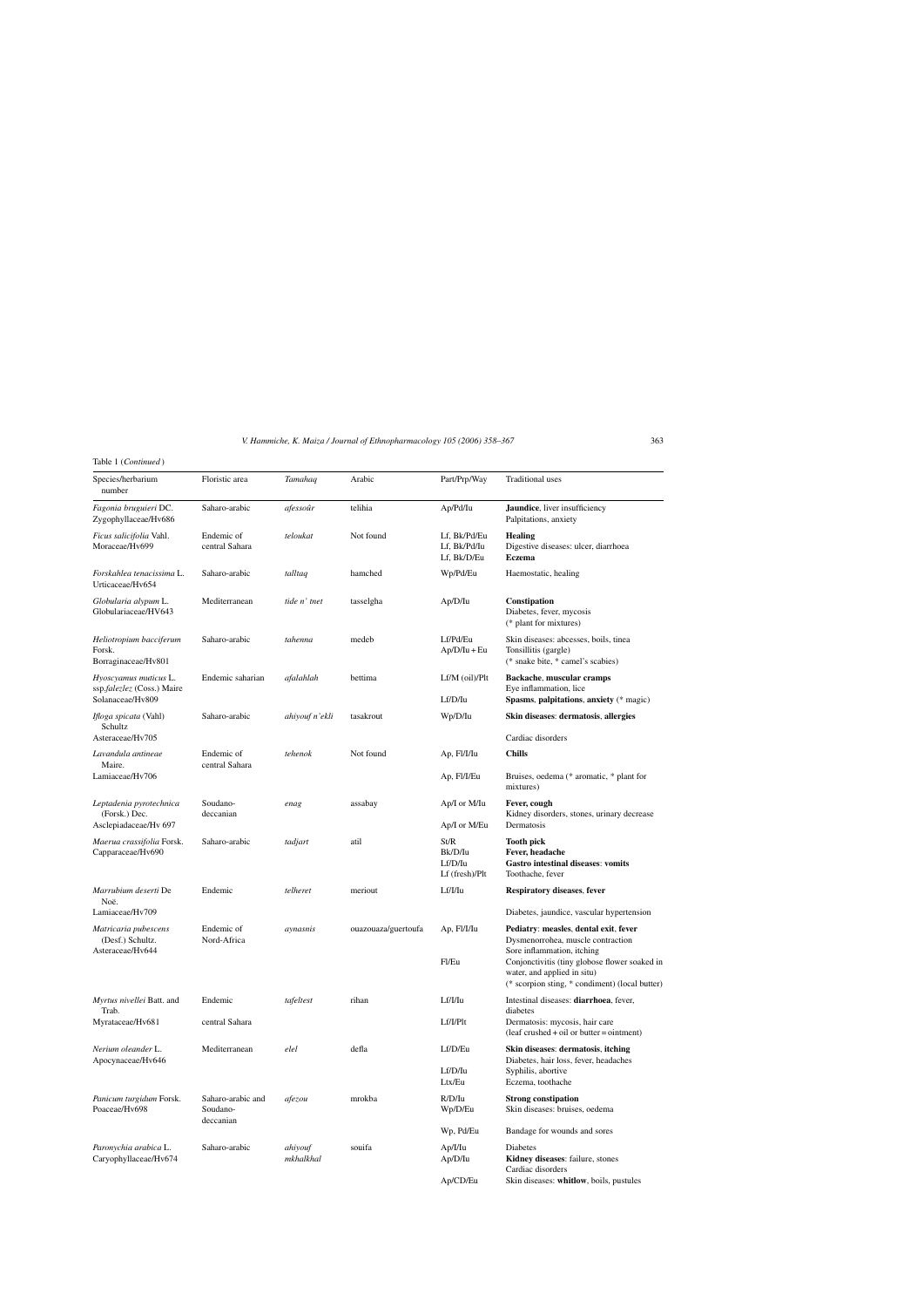Table 1 (*Continued*)

| Species/herbarium number | Floristic area | Tamahaq | Arabic | Part/Prp/Way | Traditional uses |
|---|---|---|---|---|---|
| *Fagonia bruguieri* DC. Zygophyllaceae/Hv686 | Saharo-arabic | *afessoûr* | telihia | Ap/Pd/Iu | **Jaundice**, liver insufficiency Palpitations, anxiety |
| *Ficus salicifolia* Vahl. Moraceae/Hv699 | Endemic of central Sahara | *teloukat* | Not found | Lf, Bk/Pd/Eu Lf, Bk/Pd/Iu Lf, Bk/D/Eu | **Healing** Digestive diseases: ulcer, diarrhoea **Eczema** |
| *Forskahlea tenacissima* L. Urticaceae/Hv654 | Saharo-arabic | *talltaq* | hamched | Wp/Pd/Eu | Haemostatic, healing |
| *Globularia alypum* L. Globulariaceae/HV643 | Mediterranean | *tide n' tnet* | tasselgha | Ap/D/Iu | **Constipation** Diabetes, fever, mycosis (* plant for mixtures) |
| *Heliotropium bacciferum* Forsk. Borraginaceae/Hv801 | Saharo-arabic | *tahenna* | medeb | Lf/Pd/Eu Ap/D/Iu + Eu | Skin diseases: abcesses, boils, tinea Tonsillitis (gargle) (* snake bite, * camel's scabies) |
| *Hyoscyamus muticus* L. ssp.*falezlez* (Coss.) Maire Solanaceae/Hv809 | Endemic saharian | *afalahlah* | bettima | Lf/M (oil)/Plt<br><br>Lf/D/Iu | **Backache**, **muscular cramps** Eye inflammation, lice **Spasms**, **palpitations**, **anxiety** (* magic) |
| *Ifloga spicata* (Vahl) Schultz Asteraceae/Hv705 | Saharo-arabic | *ahiyouf n'ekli* | tasakrout | Wp/D/Iu | **Skin diseases**: **dermatosis**, **allergies**<br><br>Cardiac disorders |
| *Lavandula antineae* Maire. Lamiaceae/Hv706 | Endemic of central Sahara | *tehenok* | Not found | Ap, Fl/I/Iu<br><br>Ap, Fl/I/Eu | **Chills**<br><br>Bruises, oedema (* aromatic, * plant for mixtures) |
| *Leptadenia pyrotechnica* (Forsk.) Dec. Asclepiadaceae/Hv 697 | Soudano-deccanian | *enag* | assabay | Ap/I or M/Iu<br><br>Ap/I or M/Eu | **Fever, cough** Kidney disorders, stones, urinary decrease Dermatosis |
| *Maerua crassifolia* Forsk. Capparaceae/Hv690 | Saharo-arabic | *tadjart* | atil | St/R Bk/D/Iu Lf/D/Iu Lf (fresh)/Plt | **Tooth pick** **Fever, headache** **Gastro intestinal diseases**: **vomits** Toothache, fever |
| *Marrubium deserti* De Noë. Lamiaceae/Hv709 | Endemic | *telheret* | meriout | Lf/I/Iu | **Respiratory diseases**, **fever**<br><br>Diabetes, jaundice, vascular hypertension |
| *Matricaria pubescens* (Desf.) Schultz. Asteraceae/Hv644 | Endemic of Nord-Africa | *aynasnis* | ouazouaza/guertoufa | Ap, Fl/I/Iu<br><br>Fl/Eu | **Pediatry**: **measles**, **dental exit**, **fever** Dysmenorrohea, muscle contraction Sore inflammation, itching Conjonctivitis (tiny globose flower soaked in water, and applied in situ) (* scorpion sting, * condiment) (local butter) |
| *Myrtus nivellei* Batt. and Trab. Myrataceae/Hv681 | Endemic<br><br>central Sahara | *tafeltest* | rihan | Lf/I/Iu<br><br>Lf/I/Plt | Intestinal diseases: **diarrhoea**, fever, diabetes Dermatosis: mycosis, hair care (leaf crushed + oil or butter = ointment) |
| *Nerium oleander* L. Apocynaceae/Hv646 | Mediterranean | *elel* | defla | Lf/D/Eu<br><br>Lf/D/Iu Ltx/Eu | **Skin diseases**: **dermatosis**, **itching** Diabetes, hair loss, fever, headaches Syphilis, abortive Eczema, toothache |
| *Panicum turgidum* Forsk. Poaceae/Hv698 | Saharo-arabic and Soudano-deccanian | *afezou* | mrokba | R/D/Iu Wp/D/Eu<br><br>Wp, Pd/Eu | **Strong constipation** Skin diseases: bruises, oedema<br><br>Bandage for wounds and sores |
| *Paronychia arabica* L. Caryophyllaceae/Hv674 | Saharo-arabic | *ahiyouf mkhalkhal* | souifa | Ap/I/Iu Ap/D/Iu<br><br>Ap/CD/Eu | Diabetes **Kidney diseases**: failure, stones Cardiac disorders Skin diseases: **whitlow**, boils, pustules |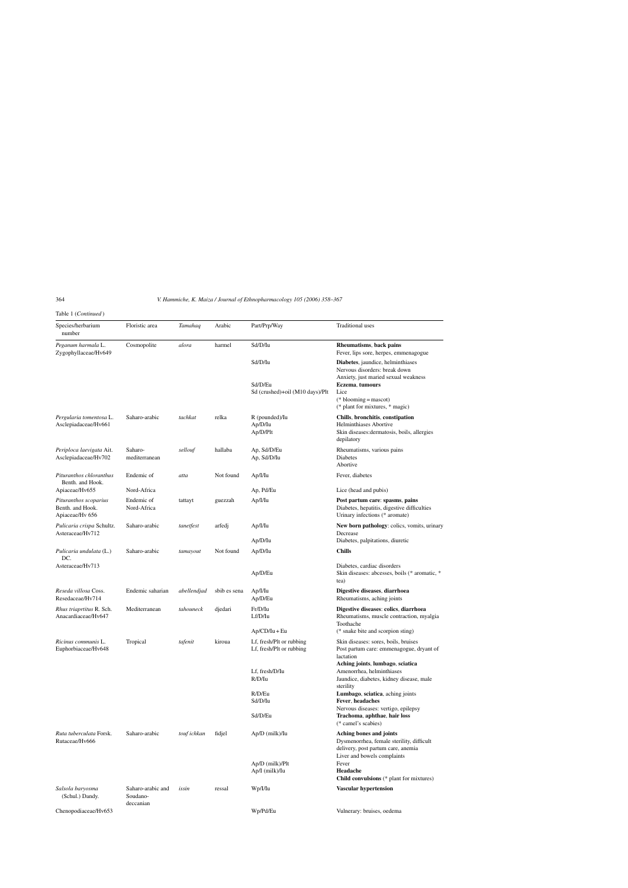Table 1 (*Continued*)

| Species/herbarium number | Floristic area | *Tamahaq* | Arabic | Part/Prp/Way | Traditional uses |
|---|---|---|---|---|---|
| *Peganum harmala* L. Zygophyllaceae/Hv649 | Cosmopolite | *alora* | harmel | Sd/D/Iu | **Rheumatisms**, **back pains** Fever, lips sore, herpes, emmenagogue |
| | | | | Sd/D/Iu | **Diabetes**, jaundice, helminthiases Nervous disorders: break down Anxiety, just maried sexual weakness |
| | | | | Sd/D/Eu | **Eczema**, **tumours** |
| | | | | Sd (crushed)+oil (M10 days)/Plt | Lice (* blooming = mascot) (* plant for mixtures, * magic) |
| *Pergularia tomentosa* L. Asclepiadaceae/Hv661 | Saharo-arabic | *tachkat* | relka | R (pounded)/Iu | **Chills**, **bronchitis**, **constipation** |
| | | | | Ap/D/Iu | Helminthiases Abortive |
| | | | | Ap/D/Plt | Skin diseases:dermatosis, boils, allergies depilatory |
| *Periploca laevigata* Ait. Asclepiadaceae/Hv702 | Saharo-mediterranean | *sellouf* | hallaba | Ap, Sd/D/Eu | Rheumatisms, various pains |
| | | | | Ap, Sd/D/Iu | Diabetes Abortive |
| *Pituranthos chloranthus* Benth. and Hook. Apiaceae/Hv655 | Endemic of Nord-Africa | *atta* | Not found | Ap/I/Iu | Fever, diabetes |
| | | | | Ap, Pd/Eu | Lice (head and pubis) |
| *Pituranthos scoparius* Benth. and Hook. Apiaceae/Hv 656 | Endemic of Nord-Africa | tattayt | guezzah | Ap/I/Iu | **Post partum care**: **spasms**, **pains** Diabetes, hepatitis, digestive difficulties Urinary infections (* aromate) |
| *Pulicaria crispa* Schultz. Asteraceae/Hv712 | Saharo-arabic | *tanetfest* | arfedj | Ap/I/Iu | **New born pathology**: colics, vomits, urinary Decrease |
| | | | | Ap/D/Iu | Diabetes, palpitations, diuretic |
| *Pulicaria undulata* (L.) DC. Asteraceae/Hv713 | Saharo-arabic | *tamayout* | Not found | Ap/D/Iu | **Chills** Diabetes, cardiac disorders |
| | | | | Ap/D/Eu | Skin diseases: abcesses, boils (* aromatic, * tea) |
| *Reseda villosa* Coss. Resedaceae/Hv714 | Endemic saharian | *abellendjad* | sbib es sena | Ap/I/Iu | **Digestive diseases**, **diarrhoea** |
| | | | | Ap/D/Eu | Rheumatisms, aching joints |
| *Rhus triaprtitus* R. Sch. Anacardiaceae/Hv647 | Mediterranean | *tahouneck* | djedari | Fr/D/Iu | **Digestive diseases**: **colics**, **diarrhoea** |
| | | | | Lf/D/Iu | Rheumatisms, muscle contraction, myalgia Toothache |
| | | | | Ap/CD/Iu + Eu | (* snake bite and scorpion sting) |
| *Ricinus communis* L. Euphorbiaceae/Hv648 | Tropical | *tafenit* | kiroua | Lf, fresh/Plt or rubbing | Skin diseases: sores, boils, bruises |
| | | | | Lf, fresh/Plt or rubbing | Post partum care: emmenagogue, dryant of lactation **Aching joints**, **lumbago**, **sciatica** |
| | | | | Lf, fresh/D/Iu | Amenorrhea, helminthiases |
| | | | | R/D/Iu | Jaundice, diabetes, kidney disease, male sterility |
| | | | | R/D/Eu | **Lumbago**, **sciatica**, aching joints |
| | | | | Sd/D/Iu | **Fever**, **headaches** Nervous diseases: vertigo, epilepsy |
| | | | | Sd/D/Eu | **Trachoma**, **aphthae**, **hair loss** (* camel's scabies) |
| *Ruta tuberculata* Forsk. Rutaceae/Hv666 | Saharo-arabic | *touf ichkan* | fidjel | Ap/D (milk)/Iu | **Aching bones and joints** Dysmenorrhea, female sterility, difficult delivery, post partum care, anemia Liver and bowels complaints |
| | | | | Ap/D (milk)/Plt | Fever |
| | | | | Ap/I (milk)/Iu | **Headache** **Child convulsions** (* plant for mixtures) |
| *Salsola baryosma* (Schul.) Dandy. Chenopodiaceae/Hv653 | Saharo-arabic and Soudano-deccanian | *issin* | ressal | Wp/I/Iu | **Vascular hypertension** |
| | | | | Wp/Pd/Eu | Vulnerary: bruises, oedema |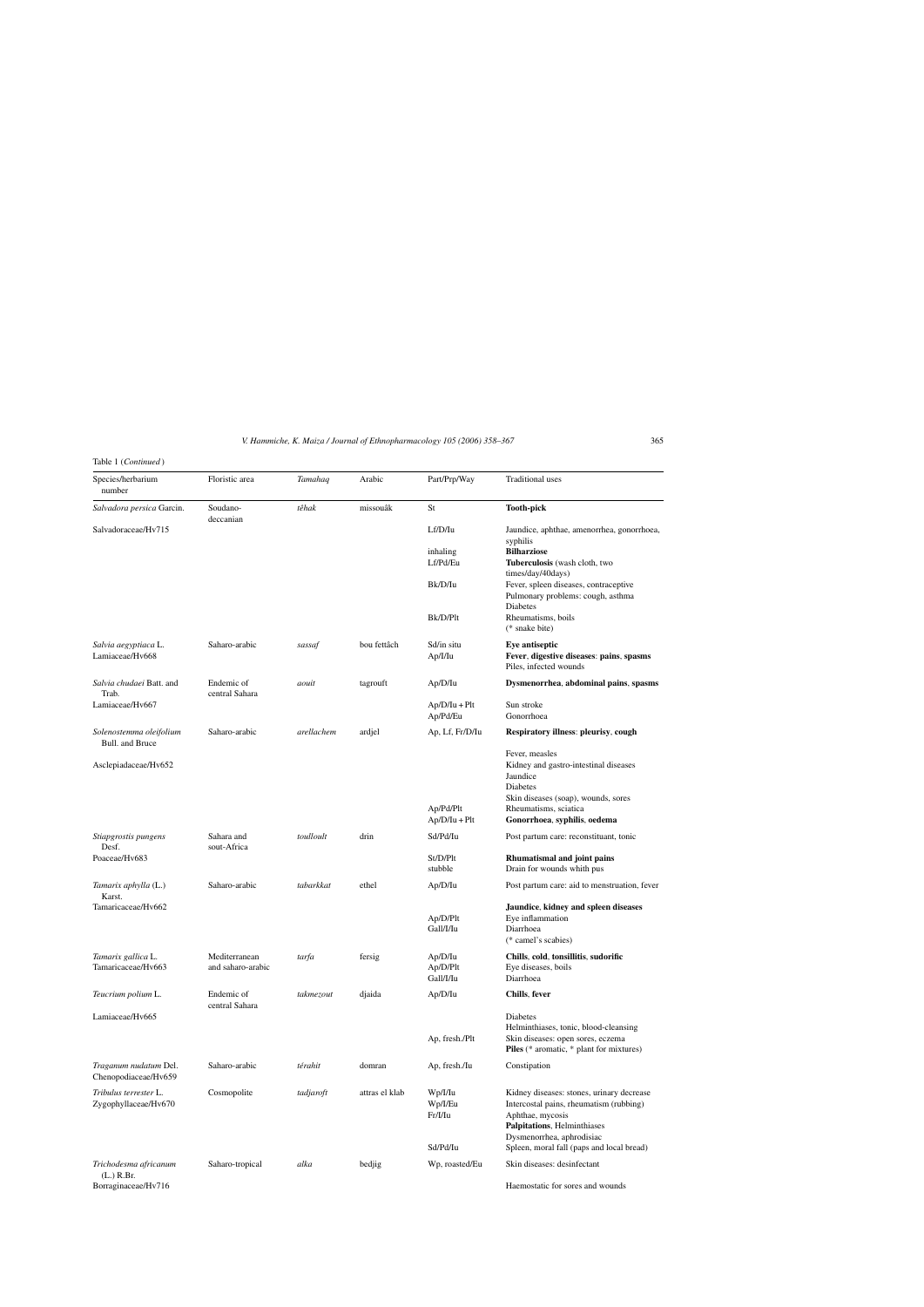Table 1 (*Continued*)

| Species/herbarium number | Floristic area | *Tamahaq* | Arabic | Part/Prp/Way | Traditional uses |
|---|---|---|---|---|---|
| *Salvadora persica* Garcin. | Soudano-deccanian | *têhak* | missouâk | St | **Tooth-pick** |
| Salvadoraceae/Hv715 | | | | Lf/D/Iu | Jaundice, aphthae, amenorrhea, gonorrhoea, syphilis |
| | | | | inhaling | **Bilharziose** |
| | | | | Lf/Pd/Eu | **Tuberculosis** (wash cloth, two times/day/40days) |
| | | | | Bk/D/Iu | Fever, spleen diseases, contraceptive |
| | | | | | Pulmonary problems: cough, asthma |
| | | | | | Diabetes |
| | | | | Bk/D/Plt | Rheumatisms, boils |
| | | | | | (* snake bite) |
| *Salvia aegyptiaca* L. | Saharo-arabic | *sassaf* | bou fettâch | Sd/in situ | **Eye antiseptic** |
| Lamiaceae/Hv668 | | | | Ap/I/Iu | **Fever**, **digestive diseases**: **pains**, **spasms** |
| | | | | | Piles, infected wounds |
| *Salvia chudaei* Batt. and Trab. | Endemic of central Sahara | *aouit* | tagrouft | Ap/D/Iu | **Dysmenorrhea**, **abdominal pains**, **spasms** |
| Lamiaceae/Hv667 | | | | Ap/D/Iu + Plt | Sun stroke |
| | | | | Ap/Pd/Eu | Gonorrhoea |
| *Solenostemma oleifolium* Bull. and Bruce | Saharo-arabic | *arellachem* | ardjel | Ap, Lf, Fr/D/Iu | **Respiratory illness**: **pleurisy**, **cough** |
| | | | | | Fever, measles |
| Asclepiadaceae/Hv652 | | | | | Kidney and gastro-intestinal diseases |
| | | | | | Jaundice |
| | | | | | Diabetes |
| | | | | | Skin diseases (soap), wounds, sores |
| | | | | Ap/Pd/Plt | Rheumatisms, sciatica |
| | | | | Ap/D/Iu + Plt | **Gonorrhoea**, **syphilis**, **oedema** |
| *Stiapgrostis pungens* Desf. | Sahara and sout-Africa | *toulloult* | drin | Sd/Pd/Iu | Post partum care: reconstituant, tonic |
| Poaceae/Hv683 | | | | St/D/Plt | **Rhumatismal and joint pains** |
| | | | | stubble | Drain for wounds whith pus |
| *Tamarix aphylla* (L.) Karst. | Saharo-arabic | *tabarkkat* | ethel | Ap/D/Iu | Post partum care: aid to menstruation, fever |
| Tamaricaceae/Hv662 | | | | | **Jaundice**, **kidney and spleen diseases** |
| | | | | Ap/D/Plt | Eye inflammation |
| | | | | Gall/I/Iu | Diarrhoea |
| | | | | | (* camel's scabies) |
| *Tamarix gallica* L. | Mediterranean and saharo-arabic | *tarfa* | fersig | Ap/D/Iu | **Chills**, **cold**, **tonsillitis**, **sudorific** |
| Tamaricaceae/Hv663 | | | | Ap/D/Plt | Eye diseases, boils |
| | | | | Gall/I/Iu | Diarrhoea |
| *Teucrium polium* L. | Endemic of central Sahara | *takmezout* | djaida | Ap/D/Iu | **Chills**, **fever** |
| Lamiaceae/Hv665 | | | | | Diabetes |
| | | | | | Helminthiases, tonic, blood-cleansing |
| | | | | Ap, fresh./Plt | Skin diseases: open sores, eczema |
| | | | | | **Piles** (* aromatic, * plant for mixtures) |
| *Traganum nudatum* Del. Chenopodiaceae/Hv659 | Saharo-arabic | *térahit* | domran | Ap, fresh./Iu | Constipation |
| *Tribulus terrester* L. | Cosmopolite | *tadjaroft* | attras el klab | Wp/I/Iu | Kidney diseases: stones, urinary decrease |
| Zygophyllaceae/Hv670 | | | | Wp/I/Eu | Intercostal pains, rheumatism (rubbing) |
| | | | | Fr/I/Iu | Aphthae, mycosis |
| | | | | | **Palpitations**, Helminthiases |
| | | | | | Dysmenorrhea, aphrodisiac |
| | | | | Sd/Pd/Iu | Spleen, moral fall (paps and local bread) |
| *Trichodesma africanum* (L.) R.Br. | Saharo-tropical | *alka* | bedjig | Wp, roasted/Eu | Skin diseases: desinfectant |
| Borraginaceae/Hv716 | | | | | Haemostatic for sores and wounds |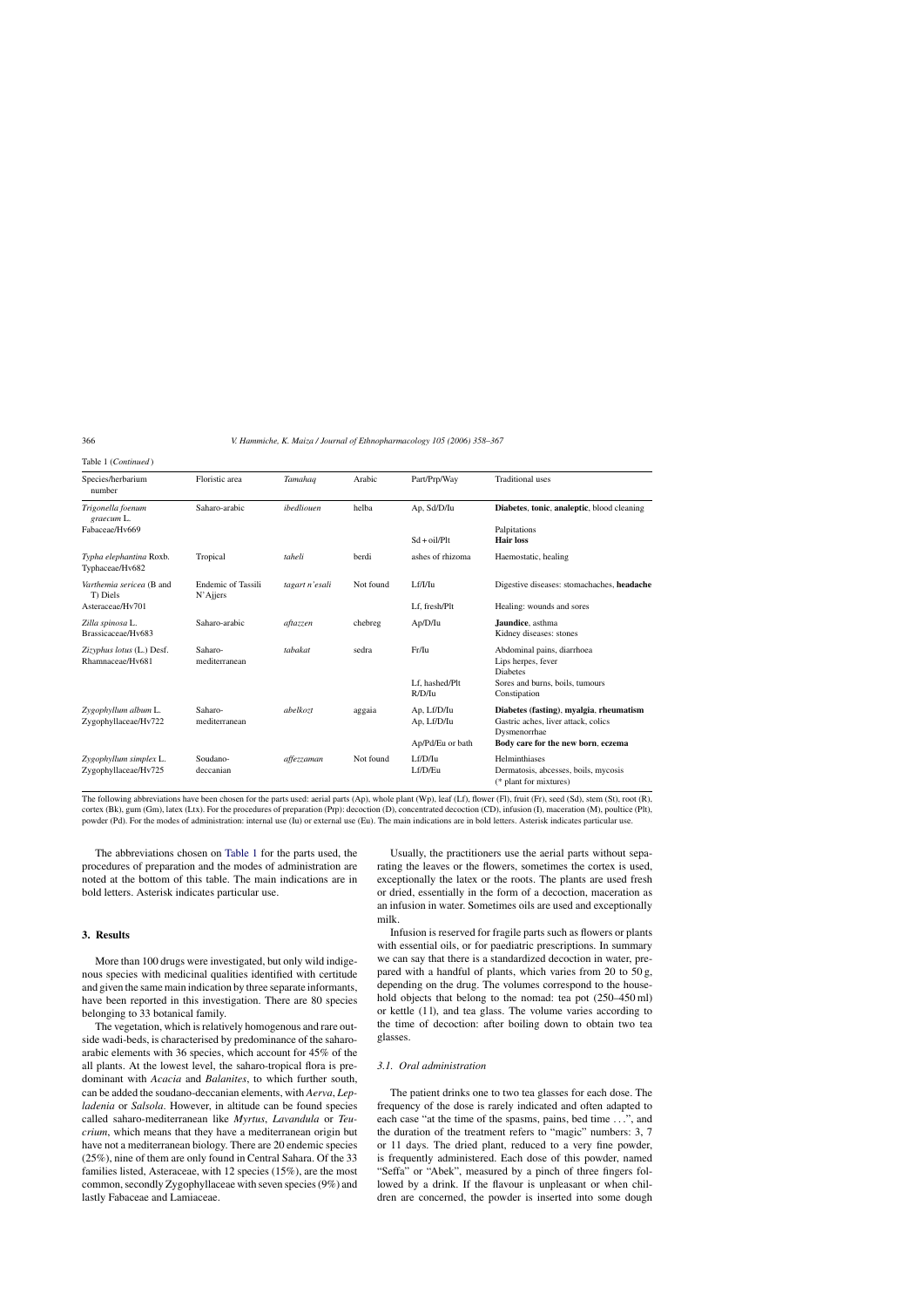Table 1 (*Continued*)

| Species/herbarium number | Floristic area | *Tamahaq* | Arabic | Part/Prp/Way | Traditional uses |
|---|---|---|---|---|---|
| *Trigonella foenum graecum* L. Fabaceae/Hv669 | Saharo-arabic | *ibedliouen* | helba | Ap, Sd/D/Iu | **Diabetes**, **tonic**, **analeptic**, blood cleaning |
| | | | | | Palpitations |
| | | | | Sd + oil/Plt | **Hair loss** |
| *Typha elephantina* Roxb. Typhaceae/Hv682 | Tropical | *taheli* | berdi | ashes of rhizoma | Haemostatic, healing |
| *Varthemia sericea* (B and T) Diels Asteraceae/Hv701 | Endemic of Tassili N'Ajjers | *tagart n'esali* | Not found | Lf/I/Iu | Digestive diseases: stomachaches, **headache** |
| | | | | Lf, fresh/Plt | Healing: wounds and sores |
| *Zilla spinosa* L. Brassicaceae/Hv683 | Saharo-arabic | *aftazzen* | chebreg | Ap/D/Iu | **Jaundice**, asthma<br>Kidney diseases: stones |
| *Zizyphus lotus* (L.) Desf. Rhamnaceae/Hv681 | Saharo-mediterranean | *tabakat* | sedra | Fr/Iu | Abdominal pains, diarrhoea<br>Lips herpes, fever<br>Diabetes |
| | | | | Lf, hashed/Plt | Sores and burns, boils, tumours |
| | | | | R/D/Iu | Constipation |
| *Zygophyllum album* L. Zygophyllaceae/Hv722 | Saharo-mediterranean | *abelkozt* | aggaia | Ap, Lf/D/Iu | **Diabetes (fasting)**, **myalgia**, **rheumatism** |
| | | | | Ap, Lf/D/Iu | Gastric aches, liver attack, colics<br>Dysmenorrhae |
| | | | | Ap/Pd/Eu or bath | **Body care for the new born**, **eczema** |
| *Zygophyllum simplex* L. Zygophyllaceae/Hv725 | Soudano-deccanian | *affezzaman* | Not found | Lf/D/Iu | Helminthiases |
| | | | | Lf/D/Eu | Dermatosis, abcesses, boils, mycosis<br>(* plant for mixtures) |

The following abbreviations have been chosen for the parts used: aerial parts (Ap), whole plant (Wp), leaf (Lf), flower (Fl), fruit (Fr), seed (Sd), stem (St), root (R), cortex (Bk), gum (Gm), latex (Ltx). For the procedures of preparation (Prp): decoction (D), concentrated decoction (CD), infusion (I), maceration (M), poultice (Plt), powder (Pd). For the modes of administration: internal use (Iu) or external use (Eu). The main indications are in bold letters. Asterisk indicates particular use.

The abbreviations chosen on Table 1 for the parts used, the procedures of preparation and the modes of administration are noted at the bottom of this table. The main indications are in bold letters. Asterisk indicates particular use.

## 3. Results

More than 100 drugs were investigated, but only wild indigenous species with medicinal qualities identified with certitude and given the same main indication by three separate informants, have been reported in this investigation. There are 80 species belonging to 33 botanical family.

The vegetation, which is relatively homogenous and rare outside wadi-beds, is characterised by predominance of the saharo-arabic elements with 36 species, which account for 45% of the all plants. At the lowest level, the saharo-tropical flora is predominant with *Acacia* and *Balanites*, to which further south, can be added the soudano-deccanian elements, with *Aerva*, *Lepladenia* or *Salsola*. However, in altitude can be found species called saharo-mediterranean like *Myrtus*, *Lavandula* or *Teucrium*, which means that they have a mediterranean origin but have not a mediterranean biology. There are 20 endemic species (25%), nine of them are only found in Central Sahara. Of the 33 families listed, Asteraceae, with 12 species (15%), are the most common, secondly Zygophyllaceae with seven species (9%) and lastly Fabaceae and Lamiaceae.

Usually, the practitioners use the aerial parts without separating the leaves or the flowers, sometimes the cortex is used, exceptionally the latex or the roots. The plants are used fresh or dried, essentially in the form of a decoction, maceration as an infusion in water. Sometimes oils are used and exceptionally milk.

Infusion is reserved for fragile parts such as flowers or plants with essential oils, or for paediatric prescriptions. In summary we can say that there is a standardized decoction in water, prepared with a handful of plants, which varies from 20 to 50 g, depending on the drug. The volumes correspond to the household objects that belong to the nomad: tea pot (250–450 ml) or kettle (1 l), and tea glass. The volume varies according to the time of decoction: after boiling down to obtain two tea glasses.

### 3.1. Oral administration

The patient drinks one to two tea glasses for each dose. The frequency of the dose is rarely indicated and often adapted to each case "at the time of the spasms, pains, bed time ...", and the duration of the treatment refers to "magic" numbers: 3, 7 or 11 days. The dried plant, reduced to a very fine powder, is frequently administered. Each dose of this powder, named "Seffa" or "Abek", measured by a pinch of three fingers followed by a drink. If the flavour is unpleasant or when children are concerned, the powder is inserted into some dough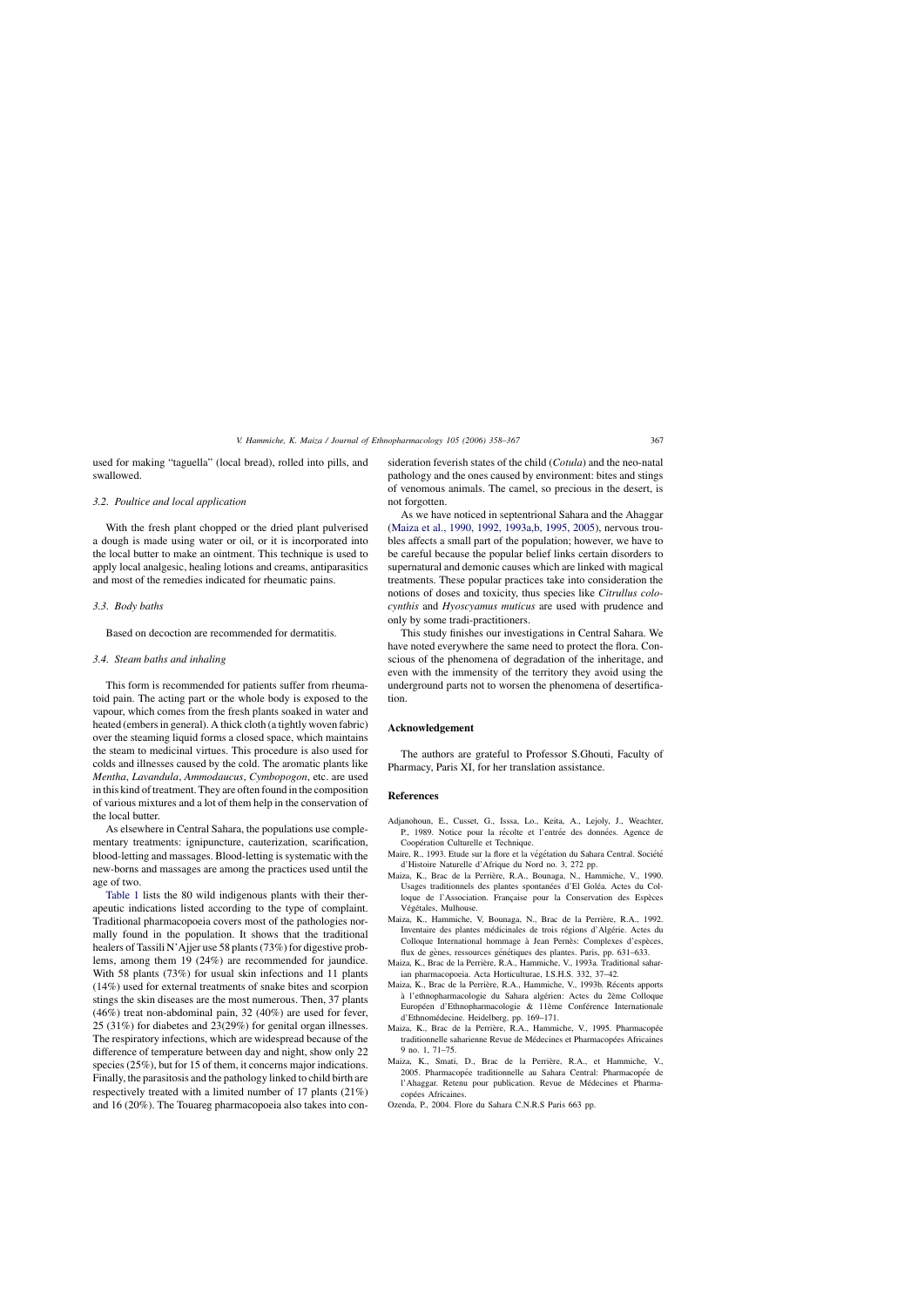used for making "taguella" (local bread), rolled into pills, and swallowed.

### 3.2. Poultice and local application

With the fresh plant chopped or the dried plant pulverised a dough is made using water or oil, or it is incorporated into the local butter to make an ointment. This technique is used to apply local analgesic, healing lotions and creams, antiparasitics and most of the remedies indicated for rheumatic pains.

### 3.3. Body baths

Based on decoction are recommended for dermatitis.

### 3.4. Steam baths and inhaling

This form is recommended for patients suffer from rheumatoid pain. The acting part or the whole body is exposed to the vapour, which comes from the fresh plants soaked in water and heated (embers in general). A thick cloth (a tightly woven fabric) over the steaming liquid forms a closed space, which maintains the steam to medicinal virtues. This procedure is also used for colds and illnesses caused by the cold. The aromatic plants like *Mentha*, *Lavandula*, *Ammodaucus*, *Cymbopogon*, etc. are used in this kind of treatment. They are often found in the composition of various mixtures and a lot of them help in the conservation of the local butter.

As elsewhere in Central Sahara, the populations use complementary treatments: ignipuncture, cauterization, scarification, blood-letting and massages. Blood-letting is systematic with the new-borns and massages are among the practices used until the age of two.

Table 1 lists the 80 wild indigenous plants with their therapeutic indications listed according to the type of complaint. Traditional pharmacopoeia covers most of the pathologies normally found in the population. It shows that the traditional healers of Tassili N'Ajjer use 58 plants (73%) for digestive problems, among them 19 (24%) are recommended for jaundice. With 58 plants (73%) for usual skin infections and 11 plants (14%) used for external treatments of snake bites and scorpion stings the skin diseases are the most numerous. Then, 37 plants (46%) treat non-abdominal pain, 32 (40%) are used for fever, 25 (31%) for diabetes and 23(29%) for genital organ illnesses. The respiratory infections, which are widespread because of the difference of temperature between day and night, show only 22 species (25%), but for 15 of them, it concerns major indications. Finally, the parasitosis and the pathology linked to child birth are respectively treated with a limited number of 17 plants (21%) and 16 (20%). The Touareg pharmacopoeia also takes into consideration feverish states of the child (*Cotula*) and the neo-natal pathology and the ones caused by environment: bites and stings of venomous animals. The camel, so precious in the desert, is not forgotten.

As we have noticed in septentrional Sahara and the Ahaggar (Maiza et al., 1990, 1992, 1993a,b, 1995, 2005), nervous troubles affects a small part of the population; however, we have to be careful because the popular belief links certain disorders to supernatural and demonic causes which are linked with magical treatments. These popular practices take into consideration the notions of doses and toxicity, thus species like *Citrullus colocynthis* and *Hyoscyamus muticus* are used with prudence and only by some tradi-practitioners.

This study finishes our investigations in Central Sahara. We have noted everywhere the same need to protect the flora. Conscious of the phenomena of degradation of the inheritage, and even with the immensity of the territory they avoid using the underground parts not to worsen the phenomena of desertification.

## Acknowledgement

The authors are grateful to Professor S.Ghouti, Faculty of Pharmacy, Paris XI, for her translation assistance.

## References

Adjanohoun, E., Cusset, G., Isssa, Lo., Keita, A., Lejoly, J., Weachter, P., 1989. Notice pour la récolte et l'entrée des données. Agence de Coopération Culturelle et Technique.

Maire, R., 1993. Etude sur la flore et la végétation du Sahara Central. Société d'Histoire Naturelle d'Afrique du Nord no. 3, 272 pp.

Maiza, K., Brac de la Perrière, R.A., Bounaga, N., Hammiche, V., 1990. Usages traditionnels des plantes spontanées d'El Goléa. Actes du Colloque de l'Association. Française pour la Conservation des Espèces Végétales, Mulhouse.

Maiza, K., Hammiche, V, Bounaga, N., Brac de la Perrière, R.A., 1992. Inventaire des plantes médicinales de trois régions d'Algérie. Actes du Colloque International hommage à Jean Pernès: Complexes d'espèces, flux de gènes, ressources génétiques des plantes. Paris, pp. 631–633.

Maiza, K., Brac de la Perrière, R.A., Hammiche, V., 1993a. Traditional saharian pharmacopoeia. Acta Horticulturae, I.S.H.S. 332, 37–42.

Maiza, K., Brac de la Perrière, R.A., Hammiche, V., 1993b. Récents apports à l'ethnopharmacologie du Sahara algérien: Actes du 2ème Colloque Européen d'Ethnopharmacologie & 11ème Conférence Internationale d'Ethnomédecine. Heidelberg, pp. 169–171.

Maiza, K., Brac de la Perrière, R.A., Hammiche, V., 1995. Pharmacopée traditionnelle saharienne Revue de Médecines et Pharmacopées Africaines 9 no. 1, 71–75.

Maiza, K., Smati, D., Brac de la Perrière, R.A., et Hammiche, V., 2005. Pharmacopée traditionnelle au Sahara Central: Pharmacopée de l'Ahaggar. Retenu pour publication. Revue de Médecines et Pharmacopées Africaines.

Ozenda, P., 2004. Flore du Sahara C.N.R.S Paris 663 pp.